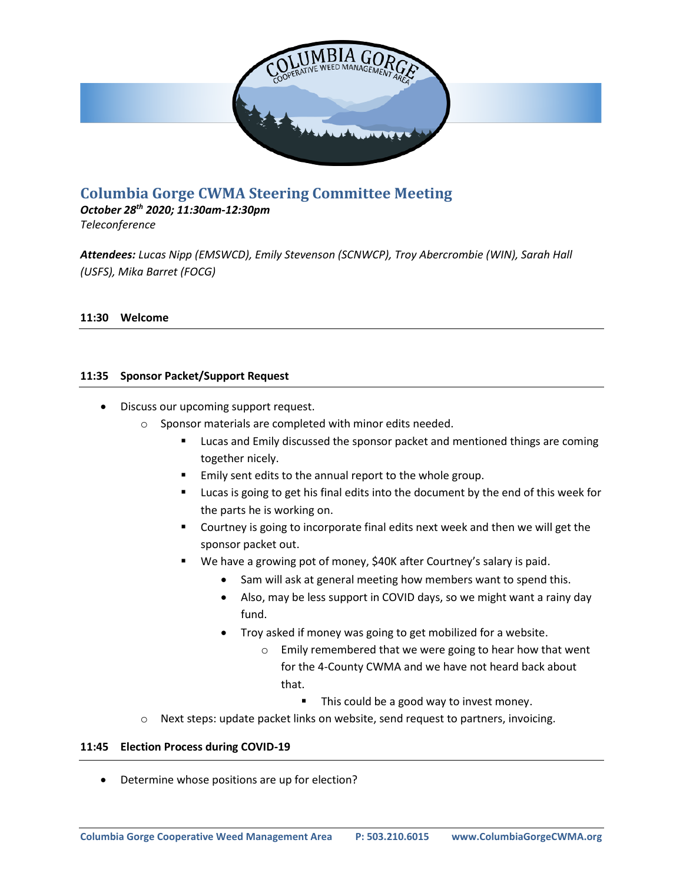# Columbia Gorge CWMA Steering Committee Meeting

***October 28th 2020; 11:30am-12:30pm***
*Teleconference*

***Attendees:*** *Lucas Nipp (EMSWCD), Emily Stevenson (SCNWCP), Troy Abercrombie (WIN), Sarah Hall (USFS), Mika Barret (FOCG)*

**11:30 Welcome**

---

**11:35 Sponsor Packet/Support Request**

---

- Discuss our upcoming support request.
  - Sponsor materials are completed with minor edits needed.
    - Lucas and Emily discussed the sponsor packet and mentioned things are coming together nicely.
    - Emily sent edits to the annual report to the whole group.
    - Lucas is going to get his final edits into the document by the end of this week for the parts he is working on.
    - Courtney is going to incorporate final edits next week and then we will get the sponsor packet out.
    - We have a growing pot of money, $40K after Courtney's salary is paid.
      - Sam will ask at general meeting how members want to spend this.
      - Also, may be less support in COVID days, so we might want a rainy day fund.
      - Troy asked if money was going to get mobilized for a website.
        - Emily remembered that we were going to hear how that went for the 4-County CWMA and we have not heard back about that.
          - This could be a good way to invest money.
  - Next steps: update packet links on website, send request to partners, invoicing.

**11:45 Election Process during COVID-19**

---

- Determine whose positions are up for election?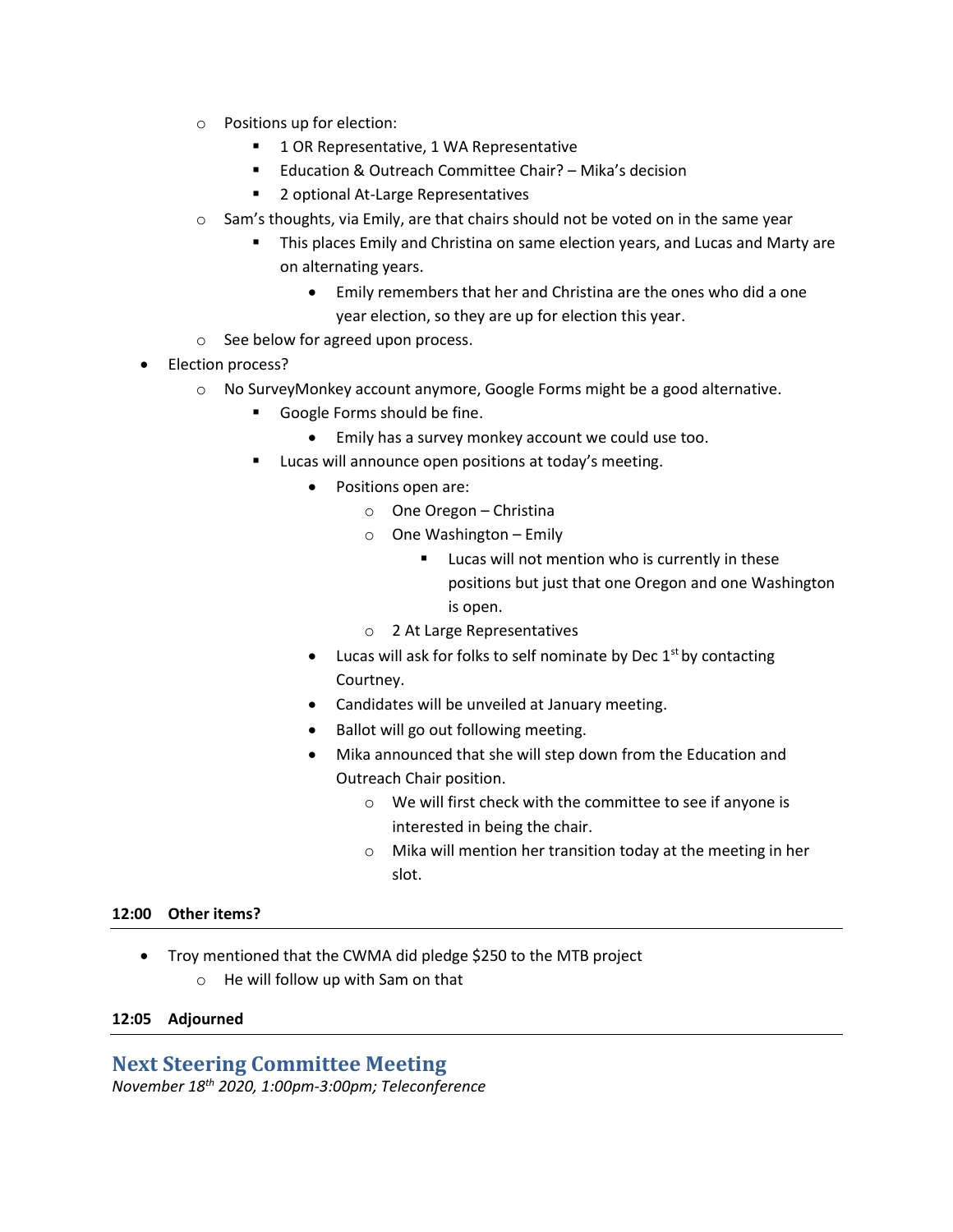- Positions up for election:
  - 1 OR Representative, 1 WA Representative
  - Education & Outreach Committee Chair? – Mika's decision
  - 2 optional At-Large Representatives
- Sam's thoughts, via Emily, are that chairs should not be voted on in the same year
  - This places Emily and Christina on same election years, and Lucas and Marty are on alternating years.
    - Emily remembers that her and Christina are the ones who did a one year election, so they are up for election this year.
- See below for agreed upon process.

- Election process?
  - No SurveyMonkey account anymore, Google Forms might be a good alternative.
    - Google Forms should be fine.
      - Emily has a survey monkey account we could use too.
    - Lucas will announce open positions at today's meeting.
      - Positions open are:
        - One Oregon – Christina
        - One Washington – Emily
          - Lucas will not mention who is currently in these positions but just that one Oregon and one Washington is open.
        - 2 At Large Representatives
      - Lucas will ask for folks to self nominate by Dec 1st by contacting Courtney.
      - Candidates will be unveiled at January meeting.
      - Ballot will go out following meeting.
      - Mika announced that she will step down from the Education and Outreach Chair position.
        - We will first check with the committee to see if anyone is interested in being the chair.
        - Mika will mention her transition today at the meeting in her slot.

**12:00 Other items?**

---

- Troy mentioned that the CWMA did pledge $250 to the MTB project
  - He will follow up with Sam on that

**12:05 Adjourned**

---

## Next Steering Committee Meeting

*November 18th 2020, 1:00pm-3:00pm; Teleconference*